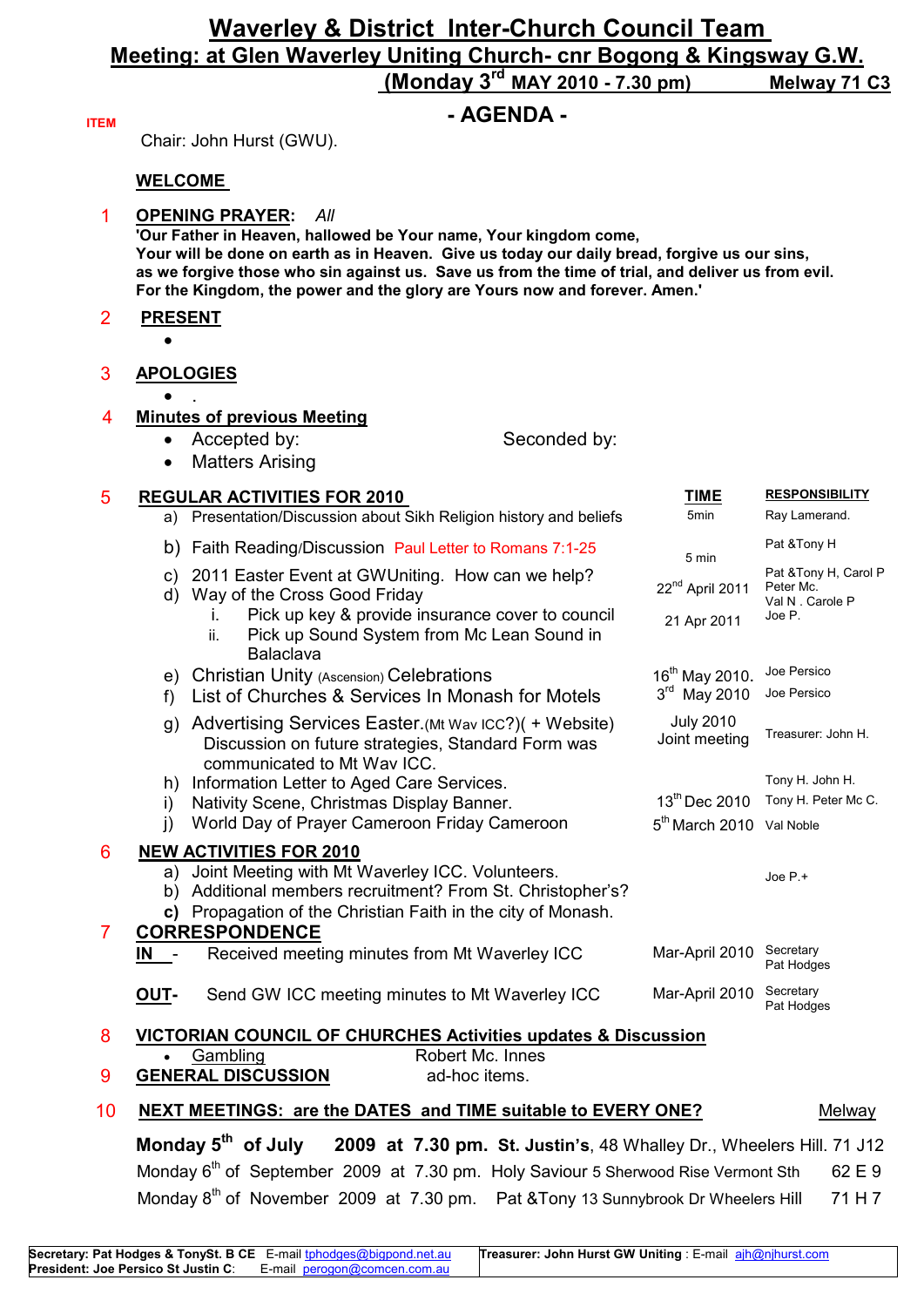# Waverley & District Inter-Church Council Team

## Meeting: at Glen Waverley Uniting Church- cnr Bogong & Kingsway G.W.

**(Monday 3rd MAY 2010 - 7.30 pm)** **Melway 71 C3**

## - AGENDA -

**ITEM**

Chair: John Hurst (GWU).

**WELCOME**

**1 OPENING PRAYER:** *All*

**'Our Father in Heaven, hallowed be Your name, Your kingdom come, Your will be done on earth as in Heaven. Give us today our daily bread, forgive us our sins, as we forgive those who sin against us. Save us from the time of trial, and deliver us from evil. For the Kingdom, the power and the glory are Yours now and forever. Amen.'**

**2 PRESENT**

- 

**3 APOLOGIES**

- .

**4 Minutes of previous Meeting**

- Accepted by: Seconded by:
- Matters Arising

**5 REGULAR ACTIVITIES FOR 2010**

| | TIME | RESPONSIBILITY |
|---|---|---|
| a) Presentation/Discussion about Sikh Religion history and beliefs | 5min | Ray Lamerand. |
| b) Faith Reading/Discussion Paul Letter to Romans 7:1-25 | 5 min | Pat &Tony H |
| c) 2011 Easter Event at GWUniting. How can we help? | 22nd April 2011 | Pat &Tony H, Carol P Peter Mc. |
| d) Way of the Cross Good Friday<br>i. Pick up key & provide insurance cover to council<br>ii. Pick up Sound System from Mc Lean Sound in Balaclava | 21 Apr 2011 | Val N . Carole P Joe P. |
| e) Christian Unity (Ascension) Celebrations | 16th May 2010. | Joe Persico |
| f) List of Churches & Services In Monash for Motels | 3rd May 2010 | Joe Persico |
| g) Advertising Services Easter.(Mt Wav ICC?)( + Website) Discussion on future strategies, Standard Form was communicated to Mt Wav ICC. | July 2010 Joint meeting | Treasurer: John H. |
| h) Information Letter to Aged Care Services. | | Tony H. John H. |
| i) Nativity Scene, Christmas Display Banner. | 13th Dec 2010 | Tony H. Peter Mc C. |
| j) World Day of Prayer Cameroon Friday Cameroon | 5th March 2010 | Val Noble |

**6 NEW ACTIVITIES FOR 2010**

a) Joint Meeting with Mt Waverley ICC. Volunteers. — Joe P.+
b) Additional members recruitment? From St. Christopher's?
**c)** Propagation of the Christian Faith in the city of Monash.

**7 CORRESPONDENCE**

| | | | |
|---|---|---|---|
| **IN** - | Received meeting minutes from Mt Waverley ICC | Mar-April 2010 | Secretary Pat Hodges |
| **OUT-** | Send GW ICC meeting minutes to Mt Waverley ICC | Mar-April 2010 | Secretary Pat Hodges |

**8 VICTORIAN COUNCIL OF CHURCHES Activities updates & Discussion**

- Gambling — Robert Mc. Innes

**9 GENERAL DISCUSSION** — ad-hoc items.

**10 NEXT MEETINGS: are the DATES and TIME suitable to EVERY ONE?** — Melway

| | | Melway |
|---|---|---|
| **Monday 5th of July 2009 at 7.30 pm.** | **St. Justin's**, 48 Whalley Dr., Wheelers Hill. | 71 J12 |
| Monday 6th of September 2009 at 7.30 pm. | Holy Saviour 5 Sherwood Rise Vermont Sth | 62 E 9 |
| Monday 8th of November 2009 at 7.30 pm. | Pat &Tony 13 Sunnybrook Dr Wheelers Hill | 71 H 7 |

| | |
|---|---|
| **Secretary: Pat Hodges & TonySt. B CE** E-mail tphodges@bigpond.net.au<br>**President: Joe Persico St Justin C**: E-mail perogon@comcen.com.au | **Treasurer: John Hurst GW Uniting** : E-mail ajh@njhurst.com |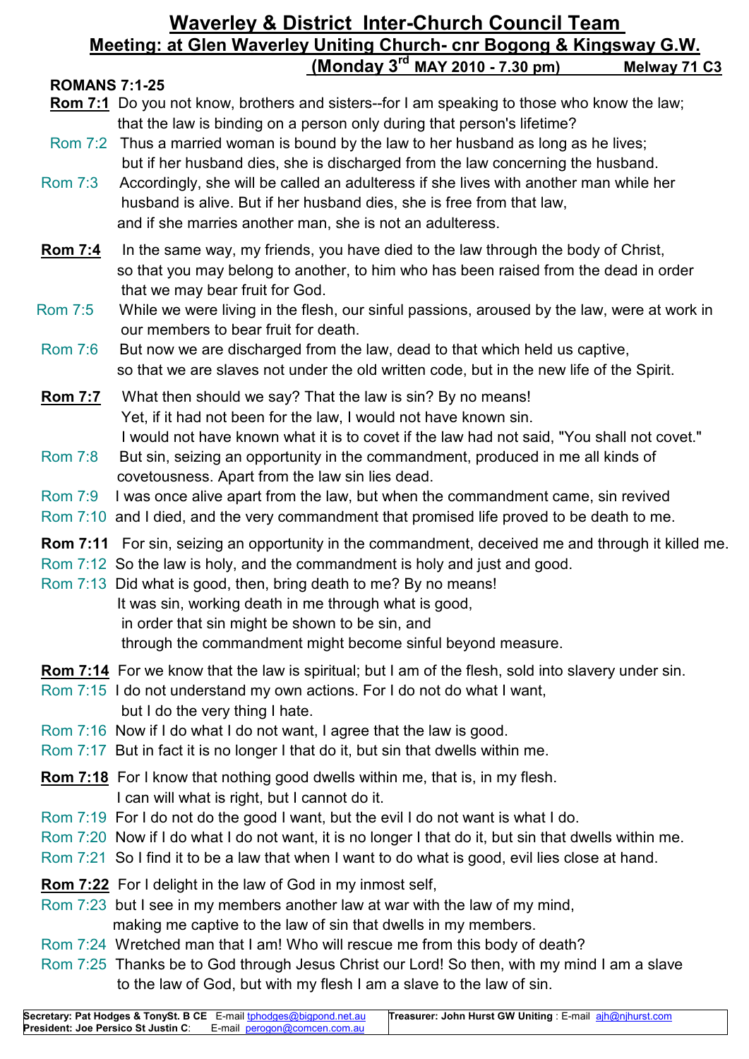# Waverley & District Inter-Church Council Team

## Meeting: at Glen Waverley Uniting Church- cnr Bogong & Kingsway G.W.

**(Monday 3rd MAY 2010 - 7.30 pm)** **Melway 71 C3**

**ROMANS 7:1-25**

**Rom 7:1** Do you not know, brothers and sisters--for I am speaking to those who know the law; that the law is binding on a person only during that person's lifetime?

Rom 7:2 Thus a married woman is bound by the law to her husband as long as he lives; but if her husband dies, she is discharged from the law concerning the husband.

Rom 7:3 Accordingly, she will be called an adulteress if she lives with another man while her husband is alive. But if her husband dies, she is free from that law, and if she marries another man, she is not an adulteress.

**Rom 7:4** In the same way, my friends, you have died to the law through the body of Christ, so that you may belong to another, to him who has been raised from the dead in order that we may bear fruit for God.

Rom 7:5 While we were living in the flesh, our sinful passions, aroused by the law, were at work in our members to bear fruit for death.

Rom 7:6 But now we are discharged from the law, dead to that which held us captive, so that we are slaves not under the old written code, but in the new life of the Spirit.

**Rom 7:7** What then should we say? That the law is sin? By no means! Yet, if it had not been for the law, I would not have known sin. I would not have known what it is to covet if the law had not said, "You shall not covet."

Rom 7:8 But sin, seizing an opportunity in the commandment, produced in me all kinds of covetousness. Apart from the law sin lies dead.

Rom 7:9 I was once alive apart from the law, but when the commandment came, sin revived

Rom 7:10 and I died, and the very commandment that promised life proved to be death to me.

**Rom 7:11** For sin, seizing an opportunity in the commandment, deceived me and through it killed me.

Rom 7:12 So the law is holy, and the commandment is holy and just and good.

Rom 7:13 Did what is good, then, bring death to me? By no means! It was sin, working death in me through what is good, in order that sin might be shown to be sin, and through the commandment might become sinful beyond measure.

**Rom 7:14** For we know that the law is spiritual; but I am of the flesh, sold into slavery under sin.

Rom 7:15 I do not understand my own actions. For I do not do what I want, but I do the very thing I hate.

Rom 7:16 Now if I do what I do not want, I agree that the law is good.

Rom 7:17 But in fact it is no longer I that do it, but sin that dwells within me.

**Rom 7:18** For I know that nothing good dwells within me, that is, in my flesh. I can will what is right, but I cannot do it.

Rom 7:19 For I do not do the good I want, but the evil I do not want is what I do.

Rom 7:20 Now if I do what I do not want, it is no longer I that do it, but sin that dwells within me.

Rom 7:21 So I find it to be a law that when I want to do what is good, evil lies close at hand.

**Rom 7:22** For I delight in the law of God in my inmost self,

Rom 7:23 but I see in my members another law at war with the law of my mind, making me captive to the law of sin that dwells in my members.

Rom 7:24 Wretched man that I am! Who will rescue me from this body of death?

Rom 7:25 Thanks be to God through Jesus Christ our Lord! So then, with my mind I am a slave to the law of God, but with my flesh I am a slave to the law of sin.

| | |
|---|---|
| **Secretary: Pat Hodges & TonySt. B CE** E-mail tphodges@bigpond.net.au<br>**President: Joe Persico St Justin C**: E-mail perogon@comcen.com.au | **Treasurer: John Hurst GW Uniting** : E-mail ajh@njhurst.com |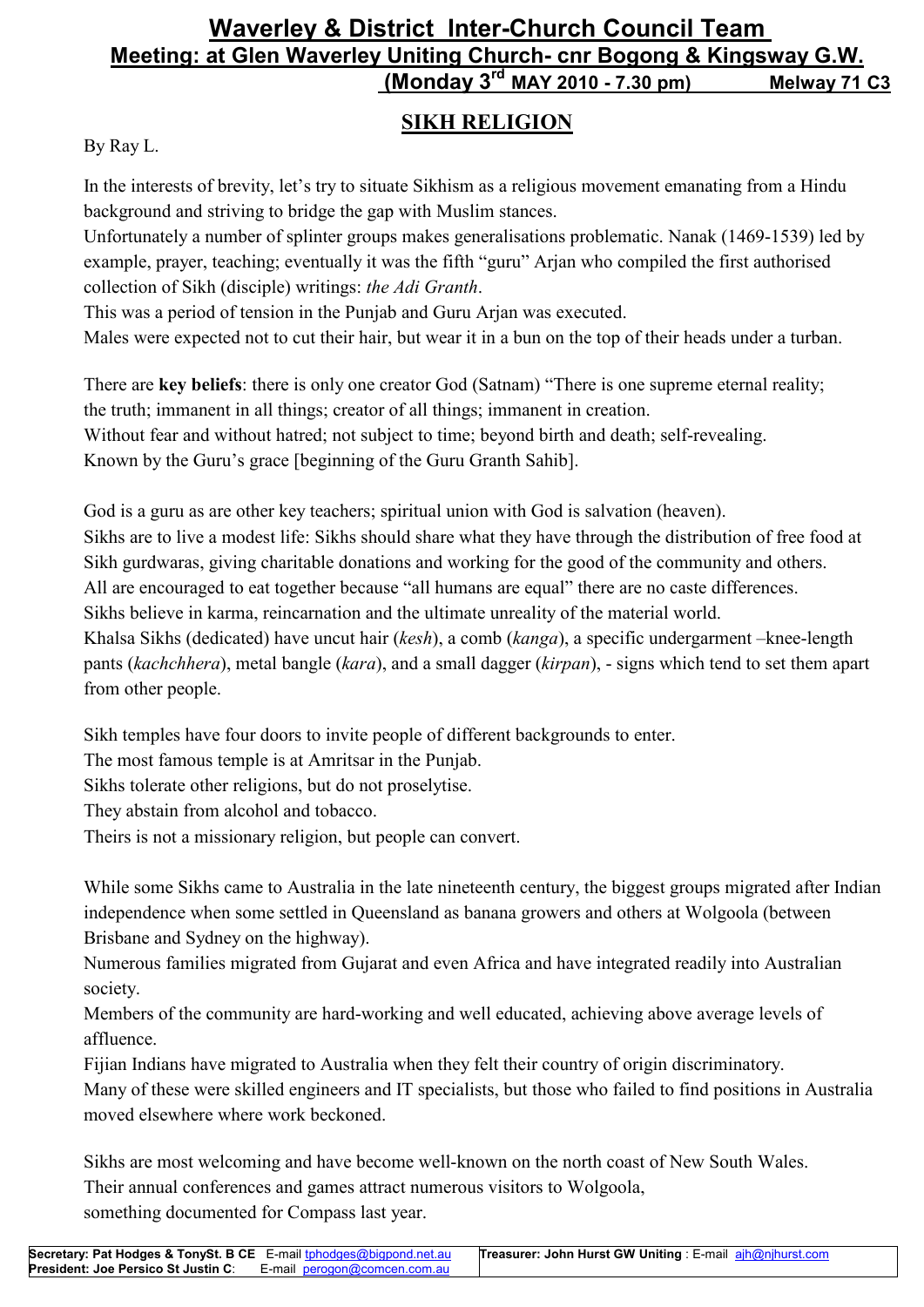# Waverley & District Inter-Church Council Team

## Meeting: at Glen Waverley Uniting Church- cnr Bogong & Kingsway G.W.

**(Monday 3rd MAY 2010 - 7.30 pm) Melway 71 C3**

## SIKH RELIGION

By Ray L.

In the interests of brevity, let's try to situate Sikhism as a religious movement emanating from a Hindu background and striving to bridge the gap with Muslim stances.
Unfortunately a number of splinter groups makes generalisations problematic. Nanak (1469-1539) led by example, prayer, teaching; eventually it was the fifth "guru" Arjan who compiled the first authorised collection of Sikh (disciple) writings: *the Adi Granth*.
This was a period of tension in the Punjab and Guru Arjan was executed.
Males were expected not to cut their hair, but wear it in a bun on the top of their heads under a turban.

There are **key beliefs**: there is only one creator God (Satnam) "There is one supreme eternal reality; the truth; immanent in all things; creator of all things; immanent in creation.
Without fear and without hatred; not subject to time; beyond birth and death; self-revealing.
Known by the Guru's grace [beginning of the Guru Granth Sahib].

God is a guru as are other key teachers; spiritual union with God is salvation (heaven).
Sikhs are to live a modest life: Sikhs should share what they have through the distribution of free food at Sikh gurdwaras, giving charitable donations and working for the good of the community and others.
All are encouraged to eat together because "all humans are equal" there are no caste differences.
Sikhs believe in karma, reincarnation and the ultimate unreality of the material world.
Khalsa Sikhs (dedicated) have uncut hair (*kesh*), a comb (*kanga*), a specific undergarment –knee-length pants (*kachchhera*), metal bangle (*kara*), and a small dagger (*kirpan*), - signs which tend to set them apart from other people.

Sikh temples have four doors to invite people of different backgrounds to enter.
The most famous temple is at Amritsar in the Punjab.
Sikhs tolerate other religions, but do not proselytise.
They abstain from alcohol and tobacco.
Theirs is not a missionary religion, but people can convert.

While some Sikhs came to Australia in the late nineteenth century, the biggest groups migrated after Indian independence when some settled in Queensland as banana growers and others at Wolgoola (between Brisbane and Sydney on the highway).
Numerous families migrated from Gujarat and even Africa and have integrated readily into Australian society.
Members of the community are hard-working and well educated, achieving above average levels of affluence.
Fijian Indians have migrated to Australia when they felt their country of origin discriminatory.
Many of these were skilled engineers and IT specialists, but those who failed to find positions in Australia moved elsewhere where work beckoned.

Sikhs are most welcoming and have become well-known on the north coast of New South Wales.
Their annual conferences and games attract numerous visitors to Wolgoola,
something documented for Compass last year.

| | |
|---|---|
| **Secretary: Pat Hodges & TonySt. B CE** E-mail tphodges@bigpond.net.au<br>**President: Joe Persico St Justin C**: E-mail perogon@comcen.com.au | **Treasurer: John Hurst GW Uniting** : E-mail ajh@njhurst.com |